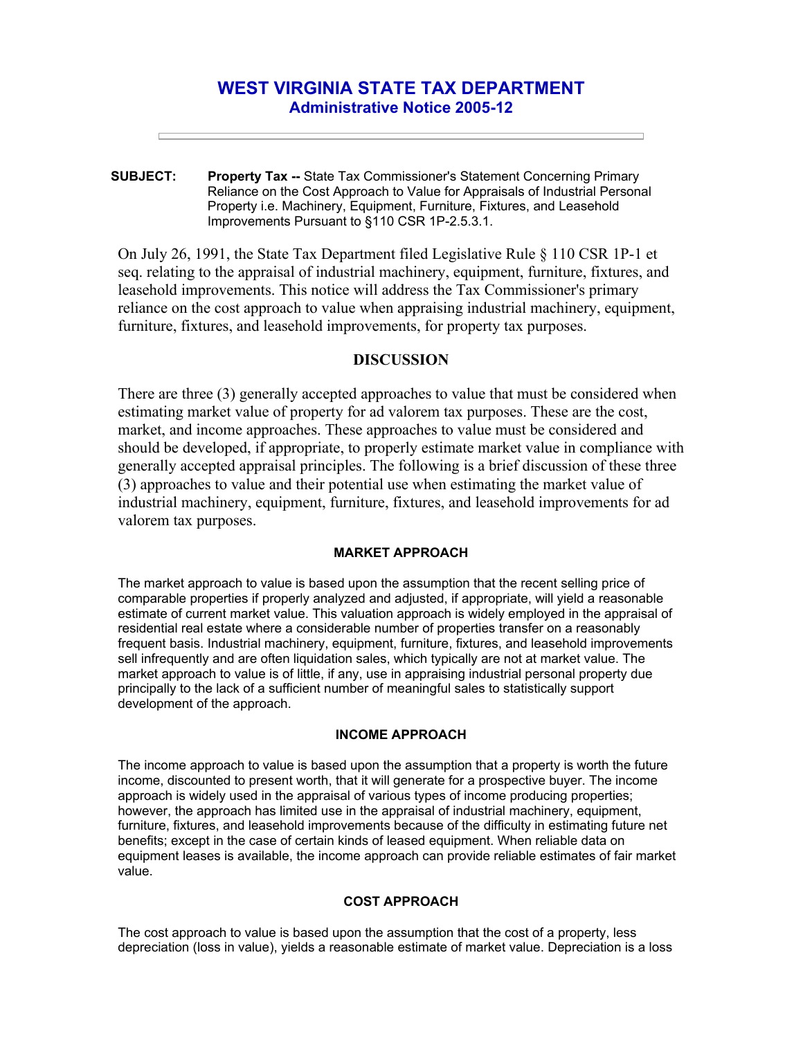# WEST VIRGINIA STATE TAX DEPARTMENT
## Administrative Notice 2005-12

---

**SUBJECT:** **Property Tax --** State Tax Commissioner's Statement Concerning Primary Reliance on the Cost Approach to Value for Appraisals of Industrial Personal Property i.e. Machinery, Equipment, Furniture, Fixtures, and Leasehold Improvements Pursuant to §110 CSR 1P-2.5.3.1.

On July 26, 1991, the State Tax Department filed Legislative Rule § 110 CSR 1P-1 et seq. relating to the appraisal of industrial machinery, equipment, furniture, fixtures, and leasehold improvements. This notice will address the Tax Commissioner's primary reliance on the cost approach to value when appraising industrial machinery, equipment, furniture, fixtures, and leasehold improvements, for property tax purposes.

## DISCUSSION

There are three (3) generally accepted approaches to value that must be considered when estimating market value of property for ad valorem tax purposes. These are the cost, market, and income approaches. These approaches to value must be considered and should be developed, if appropriate, to properly estimate market value in compliance with generally accepted appraisal principles. The following is a brief discussion of these three (3) approaches to value and their potential use when estimating the market value of industrial machinery, equipment, furniture, fixtures, and leasehold improvements for ad valorem tax purposes.

### MARKET APPROACH

The market approach to value is based upon the assumption that the recent selling price of comparable properties if properly analyzed and adjusted, if appropriate, will yield a reasonable estimate of current market value. This valuation approach is widely employed in the appraisal of residential real estate where a considerable number of properties transfer on a reasonably frequent basis. Industrial machinery, equipment, furniture, fixtures, and leasehold improvements sell infrequently and are often liquidation sales, which typically are not at market value. The market approach to value is of little, if any, use in appraising industrial personal property due principally to the lack of a sufficient number of meaningful sales to statistically support development of the approach.

### INCOME APPROACH

The income approach to value is based upon the assumption that a property is worth the future income, discounted to present worth, that it will generate for a prospective buyer. The income approach is widely used in the appraisal of various types of income producing properties; however, the approach has limited use in the appraisal of industrial machinery, equipment, furniture, fixtures, and leasehold improvements because of the difficulty in estimating future net benefits; except in the case of certain kinds of leased equipment. When reliable data on equipment leases is available, the income approach can provide reliable estimates of fair market value.

### COST APPROACH

The cost approach to value is based upon the assumption that the cost of a property, less depreciation (loss in value), yields a reasonable estimate of market value. Depreciation is a loss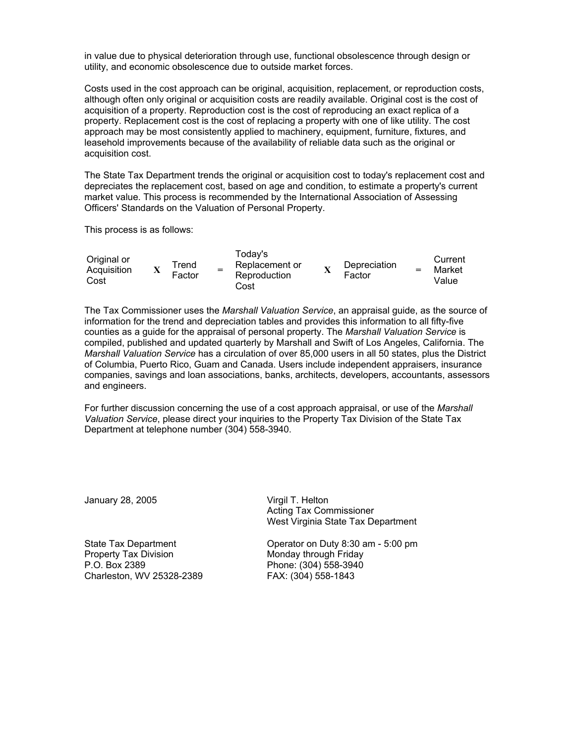in value due to physical deterioration through use, functional obsolescence through design or utility, and economic obsolescence due to outside market forces.

Costs used in the cost approach can be original, acquisition, replacement, or reproduction costs, although often only original or acquisition costs are readily available. Original cost is the cost of acquisition of a property. Reproduction cost is the cost of reproducing an exact replica of a property. Replacement cost is the cost of replacing a property with one of like utility. The cost approach may be most consistently applied to machinery, equipment, furniture, fixtures, and leasehold improvements because of the availability of reliable data such as the original or acquisition cost.

The State Tax Department trends the original or acquisition cost to today's replacement cost and depreciates the replacement cost, based on age and condition, to estimate a property's current market value. This process is recommended by the International Association of Assessing Officers' Standards on the Valuation of Personal Property.

This process is as follows:

| | | | | | | | | |
|---|---|---|---|---|---|---|---|---|
| Original or Acquisition Cost | X | Trend Factor | = | Today's Replacement or Reproduction Cost | X | Depreciation Factor | = | Current Market Value |

The Tax Commissioner uses the *Marshall Valuation Service*, an appraisal guide, as the source of information for the trend and depreciation tables and provides this information to all fifty-five counties as a guide for the appraisal of personal property. The *Marshall Valuation Service* is compiled, published and updated quarterly by Marshall and Swift of Los Angeles, California. The *Marshall Valuation Service* has a circulation of over 85,000 users in all 50 states, plus the District of Columbia, Puerto Rico, Guam and Canada. Users include independent appraisers, insurance companies, savings and loan associations, banks, architects, developers, accountants, assessors and engineers.

For further discussion concerning the use of a cost approach appraisal, or use of the *Marshall Valuation Service*, please direct your inquiries to the Property Tax Division of the State Tax Department at telephone number (304) 558-3940.

January 28, 2005

Virgil T. Helton
Acting Tax Commissioner
West Virginia State Tax Department

State Tax Department
Property Tax Division
P.O. Box 2389
Charleston, WV 25328-2389

Operator on Duty 8:30 am - 5:00 pm
Monday through Friday
Phone: (304) 558-3940
FAX: (304) 558-1843